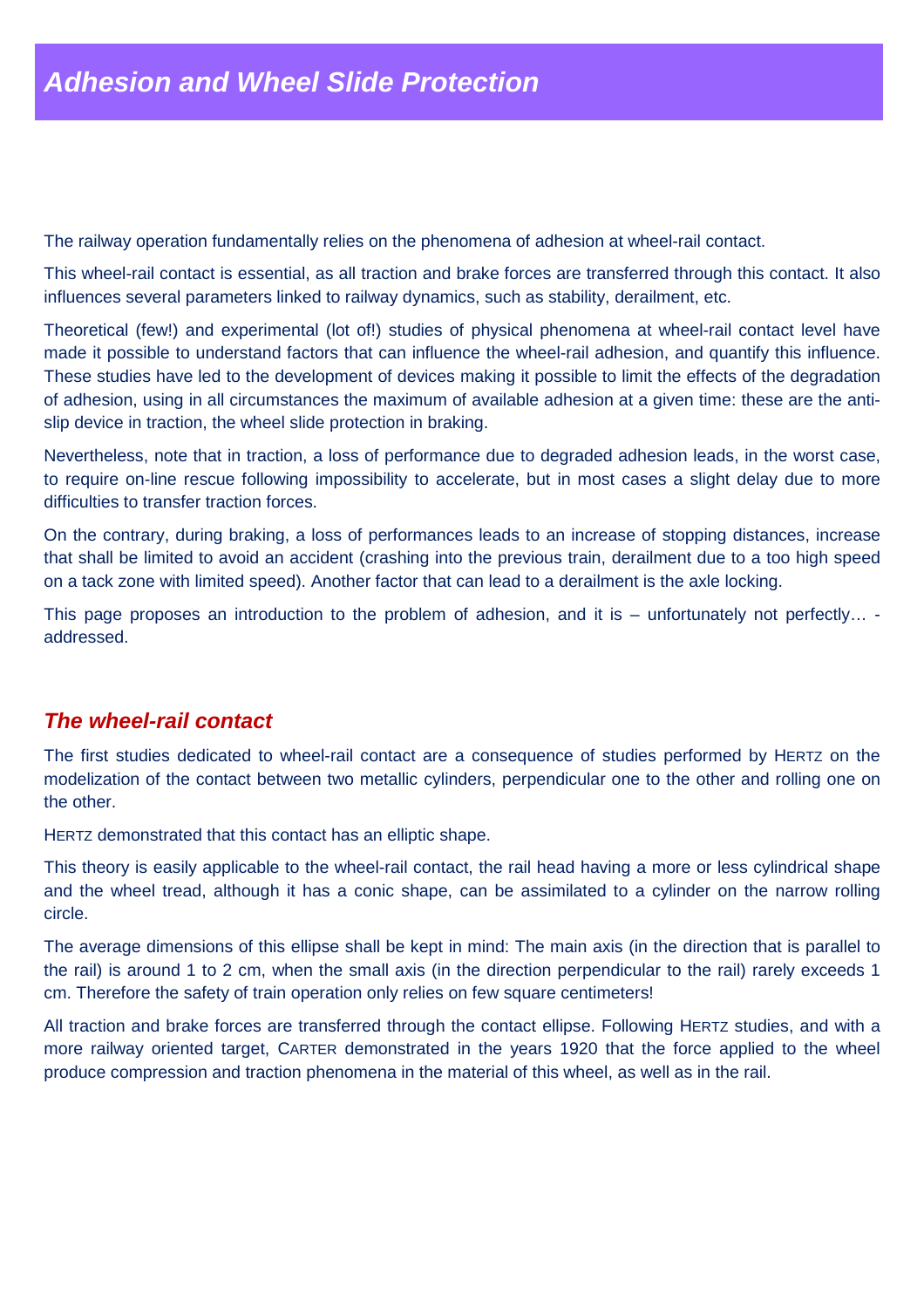# Adhesion and Wheel Slide Protection

The railway operation fundamentally relies on the phenomena of adhesion at wheel-rail contact.

This wheel-rail contact is essential, as all traction and brake forces are transferred through this contact. It also influences several parameters linked to railway dynamics, such as stability, derailment, etc.

Theoretical (few!) and experimental (lot of!) studies of physical phenomena at wheel-rail contact level have made it possible to understand factors that can influence the wheel-rail adhesion, and quantify this influence. These studies have led to the development of devices making it possible to limit the effects of the degradation of adhesion, using in all circumstances the maximum of available adhesion at a given time: these are the anti-slip device in traction, the wheel slide protection in braking.

Nevertheless, note that in traction, a loss of performance due to degraded adhesion leads, in the worst case, to require on-line rescue following impossibility to accelerate, but in most cases a slight delay due to more difficulties to transfer traction forces.

On the contrary, during braking, a loss of performances leads to an increase of stopping distances, increase that shall be limited to avoid an accident (crashing into the previous train, derailment due to a too high speed on a tack zone with limited speed). Another factor that can lead to a derailment is the axle locking.

This page proposes an introduction to the problem of adhesion, and it is – unfortunately not perfectly… - addressed.

## The wheel-rail contact

The first studies dedicated to wheel-rail contact are a consequence of studies performed by HERTZ on the modelization of the contact between two metallic cylinders, perpendicular one to the other and rolling one on the other.

HERTZ demonstrated that this contact has an elliptic shape.

This theory is easily applicable to the wheel-rail contact, the rail head having a more or less cylindrical shape and the wheel tread, although it has a conic shape, can be assimilated to a cylinder on the narrow rolling circle.

The average dimensions of this ellipse shall be kept in mind: The main axis (in the direction that is parallel to the rail) is around 1 to 2 cm, when the small axis (in the direction perpendicular to the rail) rarely exceeds 1 cm. Therefore the safety of train operation only relies on few square centimeters!

All traction and brake forces are transferred through the contact ellipse. Following HERTZ studies, and with a more railway oriented target, CARTER demonstrated in the years 1920 that the force applied to the wheel produce compression and traction phenomena in the material of this wheel, as well as in the rail.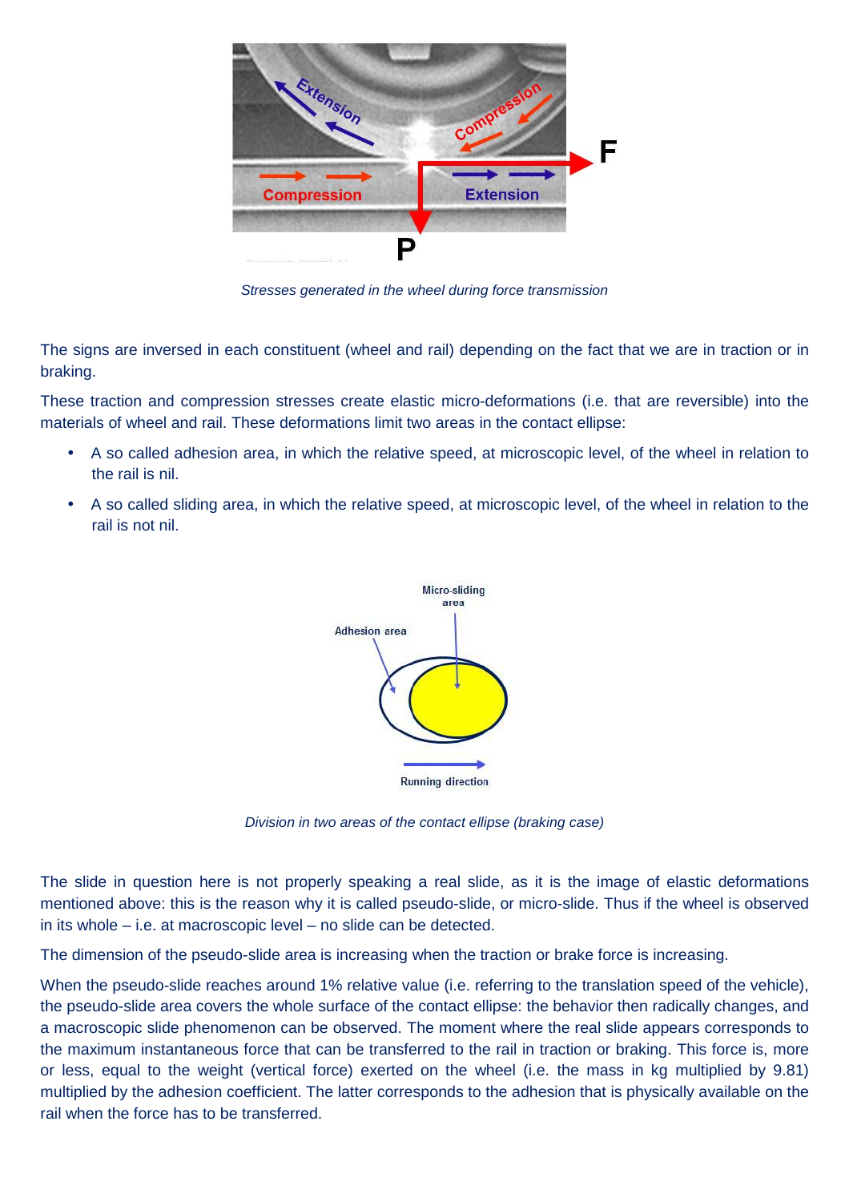*Stresses generated in the wheel during force transmission*

The signs are inversed in each constituent (wheel and rail) depending on the fact that we are in traction or in braking.

These traction and compression stresses create elastic micro-deformations (i.e. that are reversible) into the materials of wheel and rail. These deformations limit two areas in the contact ellipse:

- A so called adhesion area, in which the relative speed, at microscopic level, of the wheel in relation to the rail is nil.
- A so called sliding area, in which the relative speed, at microscopic level, of the wheel in relation to the rail is not nil.

*Division in two areas of the contact ellipse (braking case)*

The slide in question here is not properly speaking a real slide, as it is the image of elastic deformations mentioned above: this is the reason why it is called pseudo-slide, or micro-slide. Thus if the wheel is observed in its whole – i.e. at macroscopic level – no slide can be detected.

The dimension of the pseudo-slide area is increasing when the traction or brake force is increasing.

When the pseudo-slide reaches around 1% relative value (i.e. referring to the translation speed of the vehicle), the pseudo-slide area covers the whole surface of the contact ellipse: the behavior then radically changes, and a macroscopic slide phenomenon can be observed. The moment where the real slide appears corresponds to the maximum instantaneous force that can be transferred to the rail in traction or braking. This force is, more or less, equal to the weight (vertical force) exerted on the wheel (i.e. the mass in kg multiplied by 9.81) multiplied by the adhesion coefficient. The latter corresponds to the adhesion that is physically available on the rail when the force has to be transferred.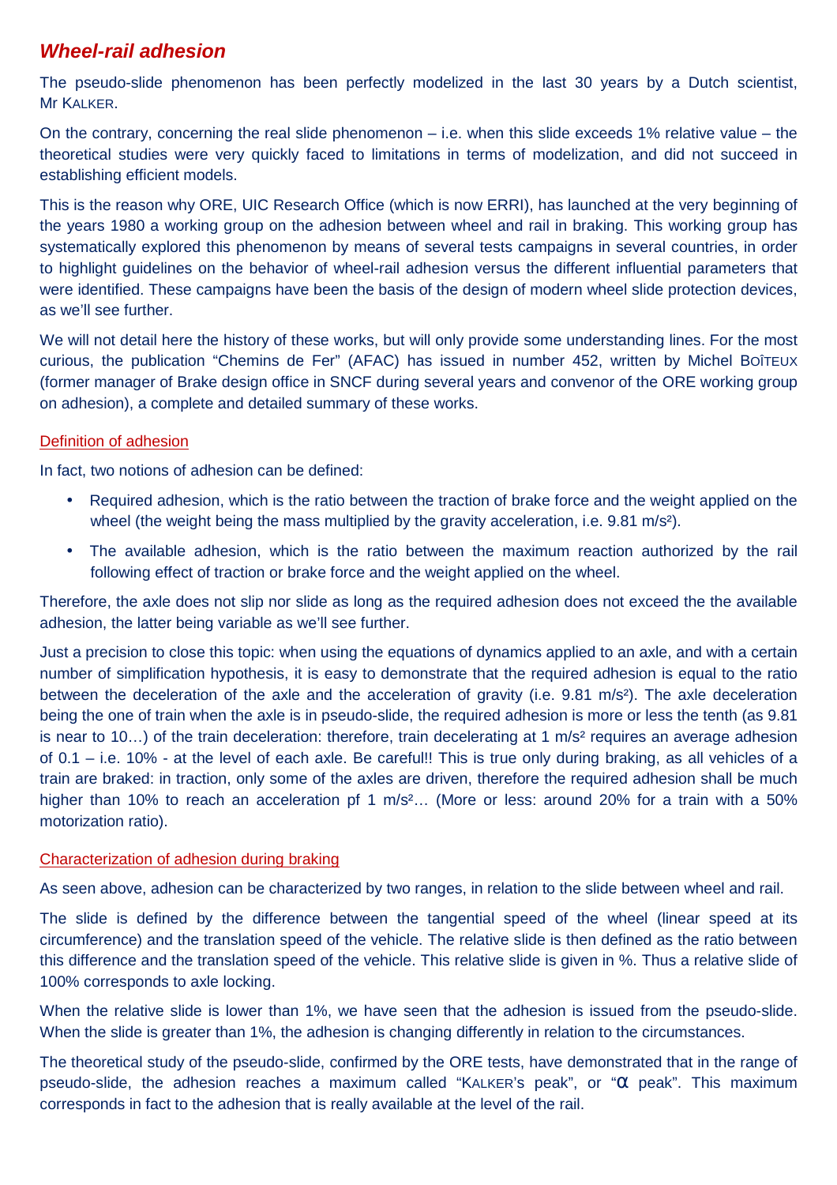## ***Wheel-rail adhesion***

The pseudo-slide phenomenon has been perfectly modelized in the last 30 years by a Dutch scientist, Mr KALKER.

On the contrary, concerning the real slide phenomenon – i.e. when this slide exceeds 1% relative value – the theoretical studies were very quickly faced to limitations in terms of modelization, and did not succeed in establishing efficient models.

This is the reason why ORE, UIC Research Office (which is now ERRI), has launched at the very beginning of the years 1980 a working group on the adhesion between wheel and rail in braking. This working group has systematically explored this phenomenon by means of several tests campaigns in several countries, in order to highlight guidelines on the behavior of wheel-rail adhesion versus the different influential parameters that were identified. These campaigns have been the basis of the design of modern wheel slide protection devices, as we'll see further.

We will not detail here the history of these works, but will only provide some understanding lines. For the most curious, the publication "Chemins de Fer" (AFAC) has issued in number 452, written by Michel BOÎTEUX (former manager of Brake design office in SNCF during several years and convenor of the ORE working group on adhesion), a complete and detailed summary of these works.

### Definition of adhesion

In fact, two notions of adhesion can be defined:

- Required adhesion, which is the ratio between the traction of brake force and the weight applied on the wheel (the weight being the mass multiplied by the gravity acceleration, i.e. 9.81 m/s²).
- The available adhesion, which is the ratio between the maximum reaction authorized by the rail following effect of traction or brake force and the weight applied on the wheel.

Therefore, the axle does not slip nor slide as long as the required adhesion does not exceed the the available adhesion, the latter being variable as we'll see further.

Just a precision to close this topic: when using the equations of dynamics applied to an axle, and with a certain number of simplification hypothesis, it is easy to demonstrate that the required adhesion is equal to the ratio between the deceleration of the axle and the acceleration of gravity (i.e. 9.81 m/s²). The axle deceleration being the one of train when the axle is in pseudo-slide, the required adhesion is more or less the tenth (as 9.81 is near to 10…) of the train deceleration: therefore, train decelerating at 1 m/s² requires an average adhesion of 0.1 – i.e. 10% - at the level of each axle. Be careful!! This is true only during braking, as all vehicles of a train are braked: in traction, only some of the axles are driven, therefore the required adhesion shall be much higher than 10% to reach an acceleration pf 1 m/s²… (More or less: around 20% for a train with a 50% motorization ratio).

### Characterization of adhesion during braking

As seen above, adhesion can be characterized by two ranges, in relation to the slide between wheel and rail.

The slide is defined by the difference between the tangential speed of the wheel (linear speed at its circumference) and the translation speed of the vehicle. The relative slide is then defined as the ratio between this difference and the translation speed of the vehicle. This relative slide is given in %. Thus a relative slide of 100% corresponds to axle locking.

When the relative slide is lower than 1%, we have seen that the adhesion is issued from the pseudo-slide. When the slide is greater than 1%, the adhesion is changing differently in relation to the circumstances.

The theoretical study of the pseudo-slide, confirmed by the ORE tests, have demonstrated that in the range of pseudo-slide, the adhesion reaches a maximum called "KALKER's peak", or "$\alpha$ peak". This maximum corresponds in fact to the adhesion that is really available at the level of the rail.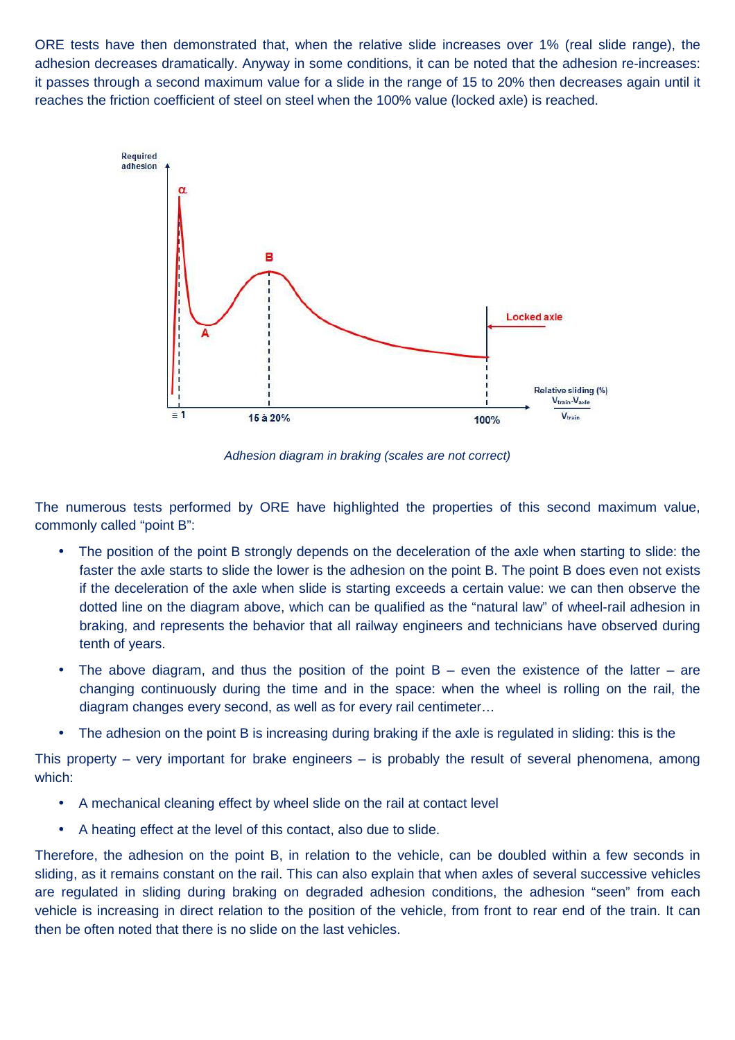ORE tests have then demonstrated that, when the relative slide increases over 1% (real slide range), the adhesion decreases dramatically. Anyway in some conditions, it can be noted that the adhesion re-increases: it passes through a second maximum value for a slide in the range of 15 to 20% then decreases again until it reaches the friction coefficient of steel on steel when the 100% value (locked axle) is reached.

*Adhesion diagram in braking (scales are not correct)*

The numerous tests performed by ORE have highlighted the properties of this second maximum value, commonly called "point B":

- The position of the point B strongly depends on the deceleration of the axle when starting to slide: the faster the axle starts to slide the lower is the adhesion on the point B. The point B does even not exists if the deceleration of the axle when slide is starting exceeds a certain value: we can then observe the dotted line on the diagram above, which can be qualified as the "natural law" of wheel-rail adhesion in braking, and represents the behavior that all railway engineers and technicians have observed during tenth of years.
- The above diagram, and thus the position of the point B – even the existence of the latter – are changing continuously during the time and in the space: when the wheel is rolling on the rail, the diagram changes every second, as well as for every rail centimeter…
- The adhesion on the point B is increasing during braking if the axle is regulated in sliding: this is the

This property – very important for brake engineers – is probably the result of several phenomena, among which:

- A mechanical cleaning effect by wheel slide on the rail at contact level
- A heating effect at the level of this contact, also due to slide.

Therefore, the adhesion on the point B, in relation to the vehicle, can be doubled within a few seconds in sliding, as it remains constant on the rail. This can also explain that when axles of several successive vehicles are regulated in sliding during braking on degraded adhesion conditions, the adhesion "seen" from each vehicle is increasing in direct relation to the position of the vehicle, from front to rear end of the train. It can then be often noted that there is no slide on the last vehicles.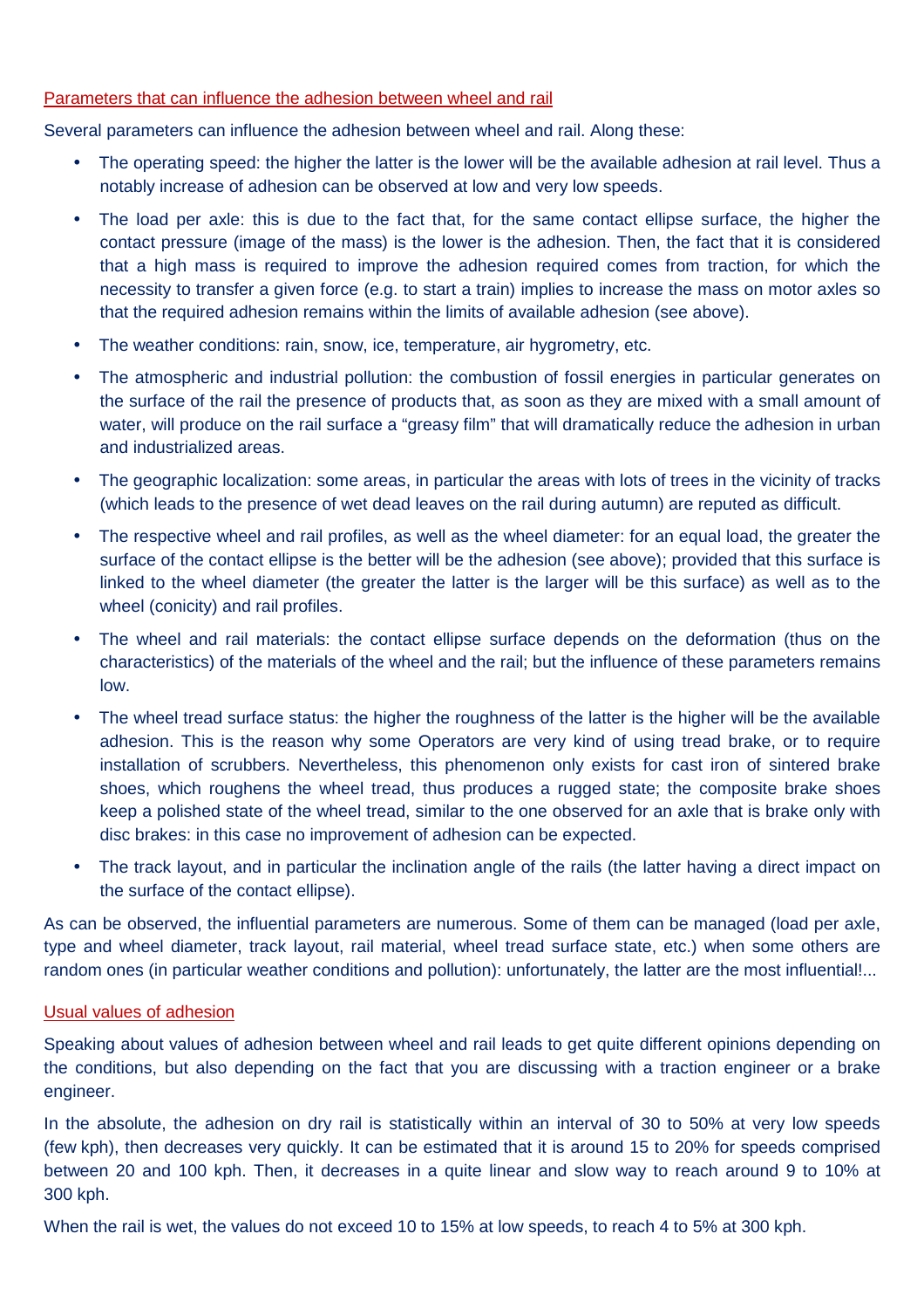## Parameters that can influence the adhesion between wheel and rail

Several parameters can influence the adhesion between wheel and rail. Along these:

- The operating speed: the higher the latter is the lower will be the available adhesion at rail level. Thus a notably increase of adhesion can be observed at low and very low speeds.
- The load per axle: this is due to the fact that, for the same contact ellipse surface, the higher the contact pressure (image of the mass) is the lower is the adhesion. Then, the fact that it is considered that a high mass is required to improve the adhesion required comes from traction, for which the necessity to transfer a given force (e.g. to start a train) implies to increase the mass on motor axles so that the required adhesion remains within the limits of available adhesion (see above).
- The weather conditions: rain, snow, ice, temperature, air hygrometry, etc.
- The atmospheric and industrial pollution: the combustion of fossil energies in particular generates on the surface of the rail the presence of products that, as soon as they are mixed with a small amount of water, will produce on the rail surface a "greasy film" that will dramatically reduce the adhesion in urban and industrialized areas.
- The geographic localization: some areas, in particular the areas with lots of trees in the vicinity of tracks (which leads to the presence of wet dead leaves on the rail during autumn) are reputed as difficult.
- The respective wheel and rail profiles, as well as the wheel diameter: for an equal load, the greater the surface of the contact ellipse is the better will be the adhesion (see above); provided that this surface is linked to the wheel diameter (the greater the latter is the larger will be this surface) as well as to the wheel (conicity) and rail profiles.
- The wheel and rail materials: the contact ellipse surface depends on the deformation (thus on the characteristics) of the materials of the wheel and the rail; but the influence of these parameters remains low.
- The wheel tread surface status: the higher the roughness of the latter is the higher will be the available adhesion. This is the reason why some Operators are very kind of using tread brake, or to require installation of scrubbers. Nevertheless, this phenomenon only exists for cast iron of sintered brake shoes, which roughens the wheel tread, thus produces a rugged state; the composite brake shoes keep a polished state of the wheel tread, similar to the one observed for an axle that is brake only with disc brakes: in this case no improvement of adhesion can be expected.
- The track layout, and in particular the inclination angle of the rails (the latter having a direct impact on the surface of the contact ellipse).

As can be observed, the influential parameters are numerous. Some of them can be managed (load per axle, type and wheel diameter, track layout, rail material, wheel tread surface state, etc.) when some others are random ones (in particular weather conditions and pollution): unfortunately, the latter are the most influential!...

## Usual values of adhesion

Speaking about values of adhesion between wheel and rail leads to get quite different opinions depending on the conditions, but also depending on the fact that you are discussing with a traction engineer or a brake engineer.

In the absolute, the adhesion on dry rail is statistically within an interval of 30 to 50% at very low speeds (few kph), then decreases very quickly. It can be estimated that it is around 15 to 20% for speeds comprised between 20 and 100 kph. Then, it decreases in a quite linear and slow way to reach around 9 to 10% at 300 kph.

When the rail is wet, the values do not exceed 10 to 15% at low speeds, to reach 4 to 5% at 300 kph.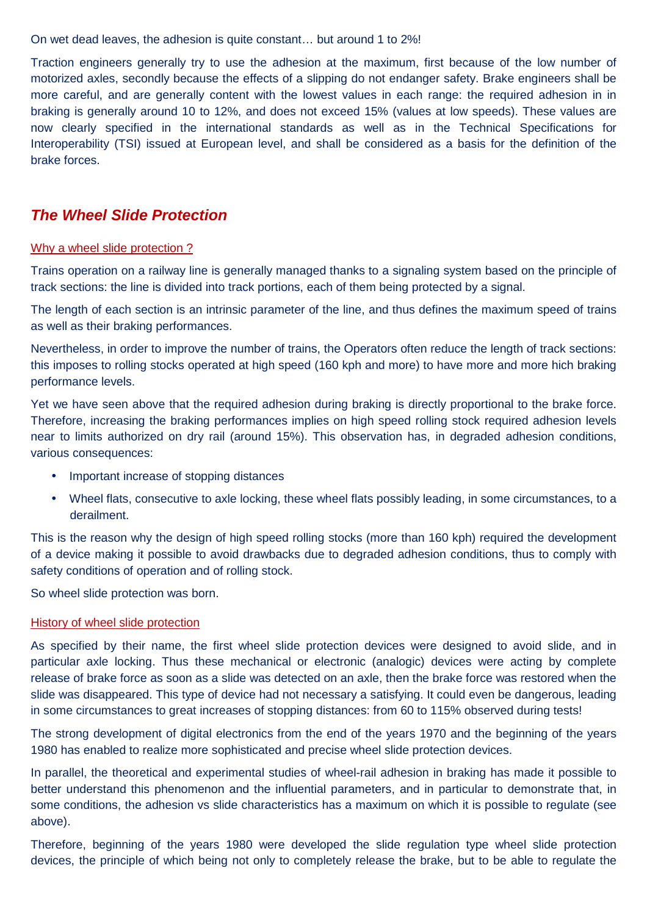On wet dead leaves, the adhesion is quite constant… but around 1 to 2%!

Traction engineers generally try to use the adhesion at the maximum, first because of the low number of motorized axles, secondly because the effects of a slipping do not endanger safety. Brake engineers shall be more careful, and are generally content with the lowest values in each range: the required adhesion in in braking is generally around 10 to 12%, and does not exceed 15% (values at low speeds). These values are now clearly specified in the international standards as well as in the Technical Specifications for Interoperability (TSI) issued at European level, and shall be considered as a basis for the definition of the brake forces.

## ***The Wheel Slide Protection***

### Why a wheel slide protection ?

Trains operation on a railway line is generally managed thanks to a signaling system based on the principle of track sections: the line is divided into track portions, each of them being protected by a signal.

The length of each section is an intrinsic parameter of the line, and thus defines the maximum speed of trains as well as their braking performances.

Nevertheless, in order to improve the number of trains, the Operators often reduce the length of track sections: this imposes to rolling stocks operated at high speed (160 kph and more) to have more and more hich braking performance levels.

Yet we have seen above that the required adhesion during braking is directly proportional to the brake force. Therefore, increasing the braking performances implies on high speed rolling stock required adhesion levels near to limits authorized on dry rail (around 15%). This observation has, in degraded adhesion conditions, various consequences:

- Important increase of stopping distances
- Wheel flats, consecutive to axle locking, these wheel flats possibly leading, in some circumstances, to a derailment.

This is the reason why the design of high speed rolling stocks (more than 160 kph) required the development of a device making it possible to avoid drawbacks due to degraded adhesion conditions, thus to comply with safety conditions of operation and of rolling stock.

So wheel slide protection was born.

### History of wheel slide protection

As specified by their name, the first wheel slide protection devices were designed to avoid slide, and in particular axle locking. Thus these mechanical or electronic (analogic) devices were acting by complete release of brake force as soon as a slide was detected on an axle, then the brake force was restored when the slide was disappeared. This type of device had not necessary a satisfying. It could even be dangerous, leading in some circumstances to great increases of stopping distances: from 60 to 115% observed during tests!

The strong development of digital electronics from the end of the years 1970 and the beginning of the years 1980 has enabled to realize more sophisticated and precise wheel slide protection devices.

In parallel, the theoretical and experimental studies of wheel-rail adhesion in braking has made it possible to better understand this phenomenon and the influential parameters, and in particular to demonstrate that, in some conditions, the adhesion vs slide characteristics has a maximum on which it is possible to regulate (see above).

Therefore, beginning of the years 1980 were developed the slide regulation type wheel slide protection devices, the principle of which being not only to completely release the brake, but to be able to regulate the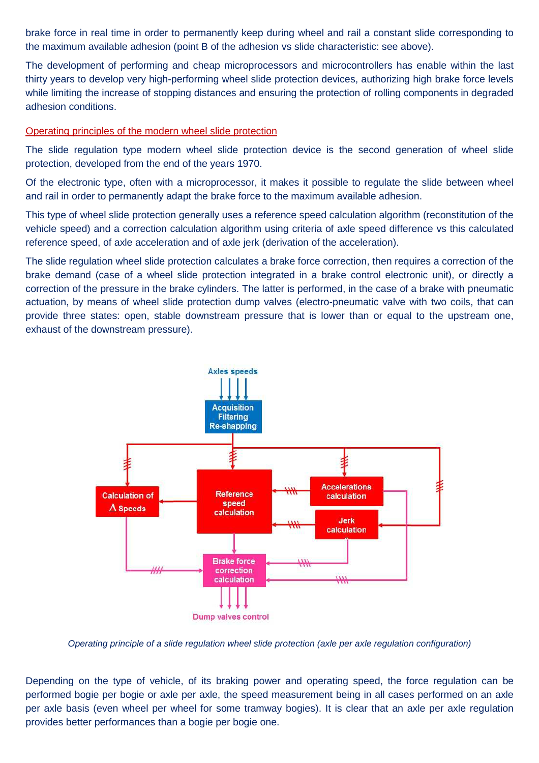brake force in real time in order to permanently keep during wheel and rail a constant slide corresponding to the maximum available adhesion (point B of the adhesion vs slide characteristic: see above).

The development of performing and cheap microprocessors and microcontrollers has enable within the last thirty years to develop very high-performing wheel slide protection devices, authorizing high brake force levels while limiting the increase of stopping distances and ensuring the protection of rolling components in degraded adhesion conditions.

### Operating principles of the modern wheel slide protection

The slide regulation type modern wheel slide protection device is the second generation of wheel slide protection, developed from the end of the years 1970.

Of the electronic type, often with a microprocessor, it makes it possible to regulate the slide between wheel and rail in order to permanently adapt the brake force to the maximum available adhesion.

This type of wheel slide protection generally uses a reference speed calculation algorithm (reconstitution of the vehicle speed) and a correction calculation algorithm using criteria of axle speed difference vs this calculated reference speed, of axle acceleration and of axle jerk (derivation of the acceleration).

The slide regulation wheel slide protection calculates a brake force correction, then requires a correction of the brake demand (case of a wheel slide protection integrated in a brake control electronic unit), or directly a correction of the pressure in the brake cylinders. The latter is performed, in the case of a brake with pneumatic actuation, by means of wheel slide protection dump valves (electro-pneumatic valve with two coils, that can provide three states: open, stable downstream pressure that is lower than or equal to the upstream one, exhaust of the downstream pressure).

Axles speeds

Acquisition Filtering Re-shapping

Calculation of Δ Speeds

Reference speed calculation

Accelerations calculation

Jerk calculation

Brake force correction calculation

Dump valves control

*Operating principle of a slide regulation wheel slide protection (axle per axle regulation configuration)*

Depending on the type of vehicle, of its braking power and operating speed, the force regulation can be performed bogie per bogie or axle per axle, the speed measurement being in all cases performed on an axle per axle basis (even wheel per wheel for some tramway bogies). It is clear that an axle per axle regulation provides better performances than a bogie per bogie one.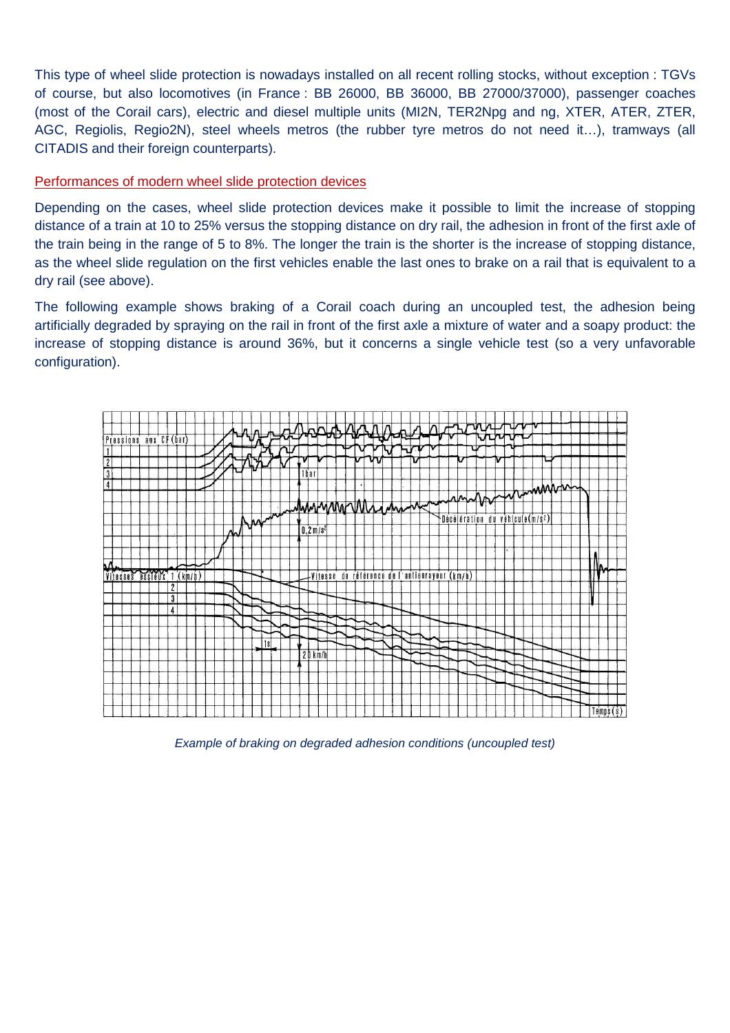This type of wheel slide protection is nowadays installed on all recent rolling stocks, without exception : TGVs of course, but also locomotives (in France : BB 26000, BB 36000, BB 27000/37000), passenger coaches (most of the Corail cars), electric and diesel multiple units (MI2N, TER2Npg and ng, XTER, ATER, ZTER, AGC, Regiolis, Regio2N), steel wheels metros (the rubber tyre metros do not need it…), tramways (all CITADIS and their foreign counterparts).

## Performances of modern wheel slide protection devices

Depending on the cases, wheel slide protection devices make it possible to limit the increase of stopping distance of a train at 10 to 25% versus the stopping distance on dry rail, the adhesion in front of the first axle of the train being in the range of 5 to 8%. The longer the train is the shorter is the increase of stopping distance, as the wheel slide regulation on the first vehicles enable the last ones to brake on a rail that is equivalent to a dry rail (see above).

The following example shows braking of a Corail coach during an uncoupled test, the adhesion being artificially degraded by spraying on the rail in front of the first axle a mixture of water and a soapy product: the increase of stopping distance is around 36%, but it concerns a single vehicle test (so a very unfavorable configuration).

*Example of braking on degraded adhesion conditions (uncoupled test)*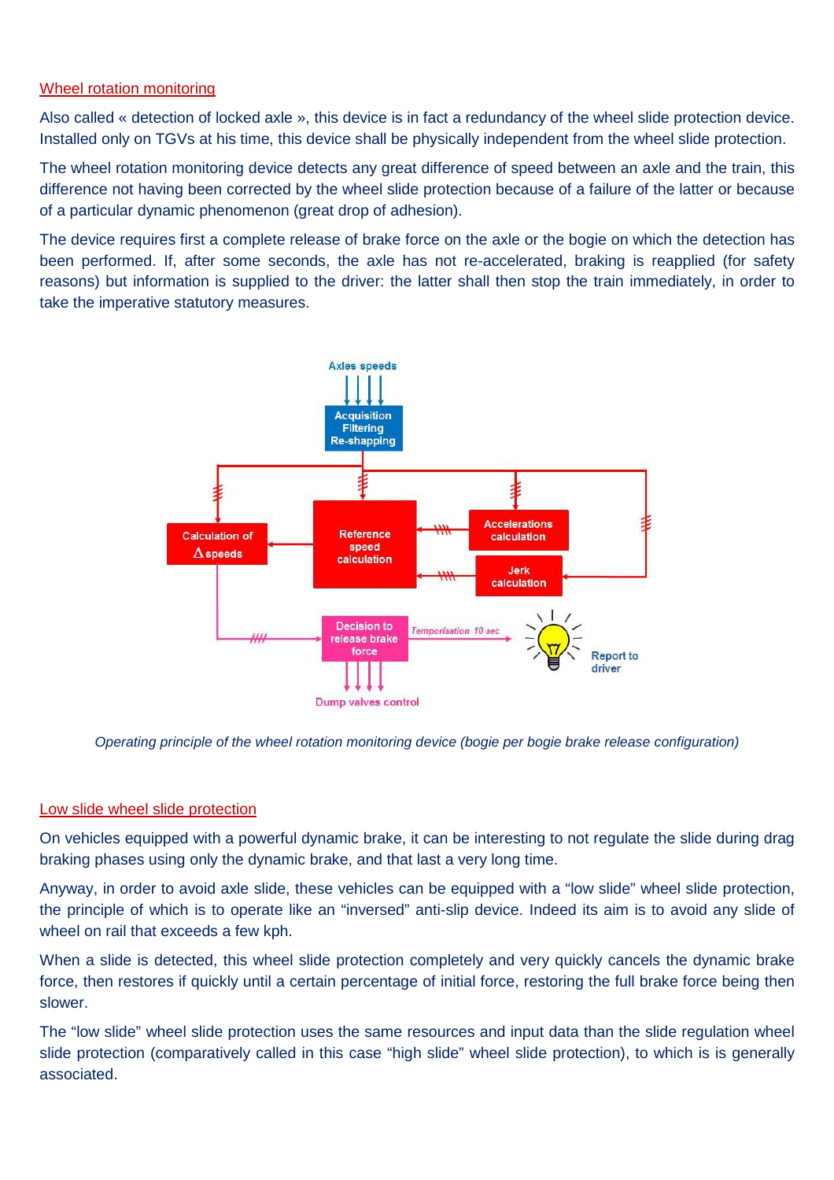Wheel rotation monitoring

Also called « detection of locked axle », this device is in fact a redundancy of the wheel slide protection device. Installed only on TGVs at his time, this device shall be physically independent from the wheel slide protection.

The wheel rotation monitoring device detects any great difference of speed between an axle and the train, this difference not having been corrected by the wheel slide protection because of a failure of the latter or because of a particular dynamic phenomenon (great drop of adhesion).

The device requires first a complete release of brake force on the axle or the bogie on which the detection has been performed. If, after some seconds, the axle has not re-accelerated, braking is reapplied (for safety reasons) but information is supplied to the driver: the latter shall then stop the train immediately, in order to take the imperative statutory measures.

Axles speeds

Acquisition
Filtering
Re-shapping

Calculation of
$\Delta$ speeds

Reference
speed
calculation

Accelerations
calculation

Jerk
calculation

Decision to
release brake
force

Temporisation 10 sec

Report to
driver

Dump valves control

*Operating principle of the wheel rotation monitoring device (bogie per bogie brake release configuration)*

Low slide wheel slide protection

On vehicles equipped with a powerful dynamic brake, it can be interesting to not regulate the slide during drag braking phases using only the dynamic brake, and that last a very long time.

Anyway, in order to avoid axle slide, these vehicles can be equipped with a "low slide" wheel slide protection, the principle of which is to operate like an "inversed" anti-slip device. Indeed its aim is to avoid any slide of wheel on rail that exceeds a few kph.

When a slide is detected, this wheel slide protection completely and very quickly cancels the dynamic brake force, then restores if quickly until a certain percentage of initial force, restoring the full brake force being then slower.

The "low slide" wheel slide protection uses the same resources and input data than the slide regulation wheel slide protection (comparatively called in this case "high slide" wheel slide protection), to which is is generally associated.